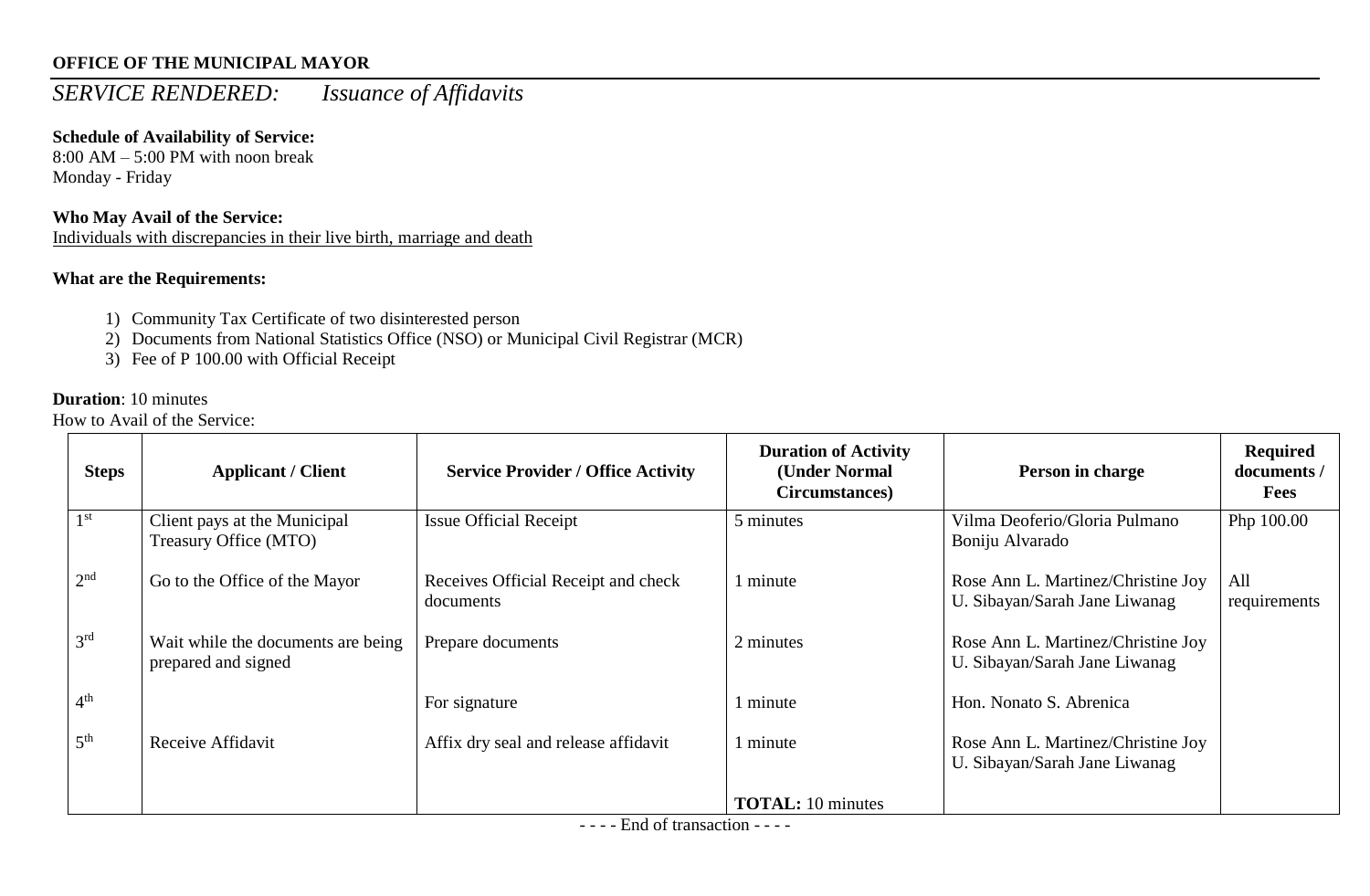**OFFICE OF THE MUNICIPAL MAYOR**

# *SERVICE RENDERED: Issuance of Affidavits*

**Schedule of Availability of Service:**
8:00 AM – 5:00 PM with noon break
Monday - Friday

**Who May Avail of the Service:**
Individuals with discrepancies in their live birth, marriage and death

**What are the Requirements:**

1) Community Tax Certificate of two disinterested person
2) Documents from National Statistics Office (NSO) or Municipal Civil Registrar (MCR)
3) Fee of P 100.00 with Official Receipt

**Duration**: 10 minutes
How to Avail of the Service:

| **Steps** | **Applicant / Client** | **Service Provider / Office Activity** | **Duration of Activity (Under Normal Circumstances)** | **Person in charge** | **Required documents / Fees** |
|---|---|---|---|---|---|
| 1st | Client pays at the Municipal Treasury Office (MTO) | Issue Official Receipt | 5 minutes | Vilma Deoferio/Gloria Pulmano Boniju Alvarado | Php 100.00 |
| 2nd | Go to the Office of the Mayor | Receives Official Receipt and check documents | 1 minute | Rose Ann L. Martinez/Christine Joy U. Sibayan/Sarah Jane Liwanag | All requirements |
| 3rd | Wait while the documents are being prepared and signed | Prepare documents | 2 minutes | Rose Ann L. Martinez/Christine Joy U. Sibayan/Sarah Jane Liwanag | |
| 4th | | For signature | 1 minute | Hon. Nonato S. Abrenica | |
| 5th | Receive Affidavit | Affix dry seal and release affidavit | 1 minute | Rose Ann L. Martinez/Christine Joy U. Sibayan/Sarah Jane Liwanag | |
| | | | **TOTAL:** 10 minutes | | |

- - - - End of transaction - - - -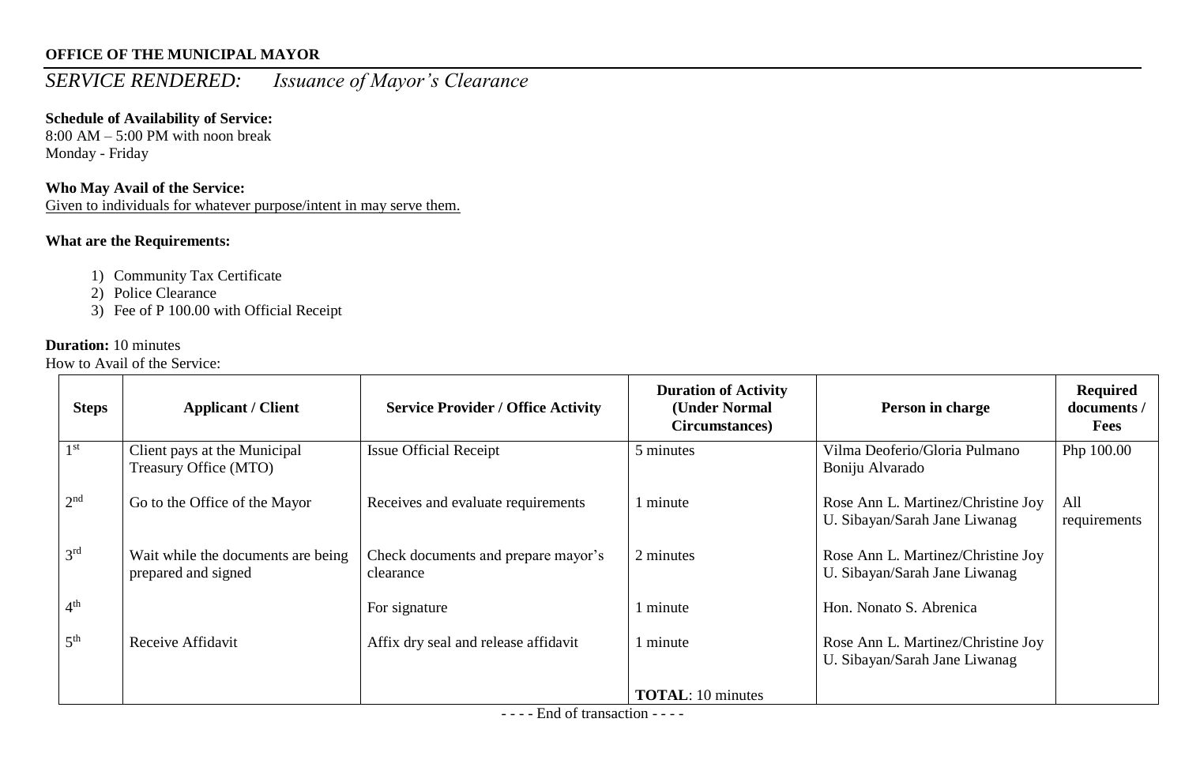**OFFICE OF THE MUNICIPAL MAYOR**

*SERVICE RENDERED: Issuance of Mayor's Clearance*

**Schedule of Availability of Service:**
8:00 AM – 5:00 PM with noon break
Monday - Friday

**Who May Avail of the Service:**
Given to individuals for whatever purpose/intent in may serve them.

**What are the Requirements:**

1) Community Tax Certificate
2) Police Clearance
3) Fee of P 100.00 with Official Receipt

**Duration:** 10 minutes
How to Avail of the Service:

| Steps | Applicant / Client | Service Provider / Office Activity | Duration of Activity (Under Normal Circumstances) | Person in charge | Required documents / Fees |
|---|---|---|---|---|---|
| 1st | Client pays at the Municipal Treasury Office (MTO) | Issue Official Receipt | 5 minutes | Vilma Deoferio/Gloria Pulmano Boniju Alvarado | Php 100.00 |
| 2nd | Go to the Office of the Mayor | Receives and evaluate requirements | 1 minute | Rose Ann L. Martinez/Christine Joy U. Sibayan/Sarah Jane Liwanag | All requirements |
| 3rd | Wait while the documents are being prepared and signed | Check documents and prepare mayor's clearance | 2 minutes | Rose Ann L. Martinez/Christine Joy U. Sibayan/Sarah Jane Liwanag | |
| 4th | | For signature | 1 minute | Hon. Nonato S. Abrenica | |
| 5th | Receive Affidavit | Affix dry seal and release affidavit | 1 minute | Rose Ann L. Martinez/Christine Joy U. Sibayan/Sarah Jane Liwanag | |
| | | | **TOTAL**: 10 minutes | | |

- - - - End of transaction - - - -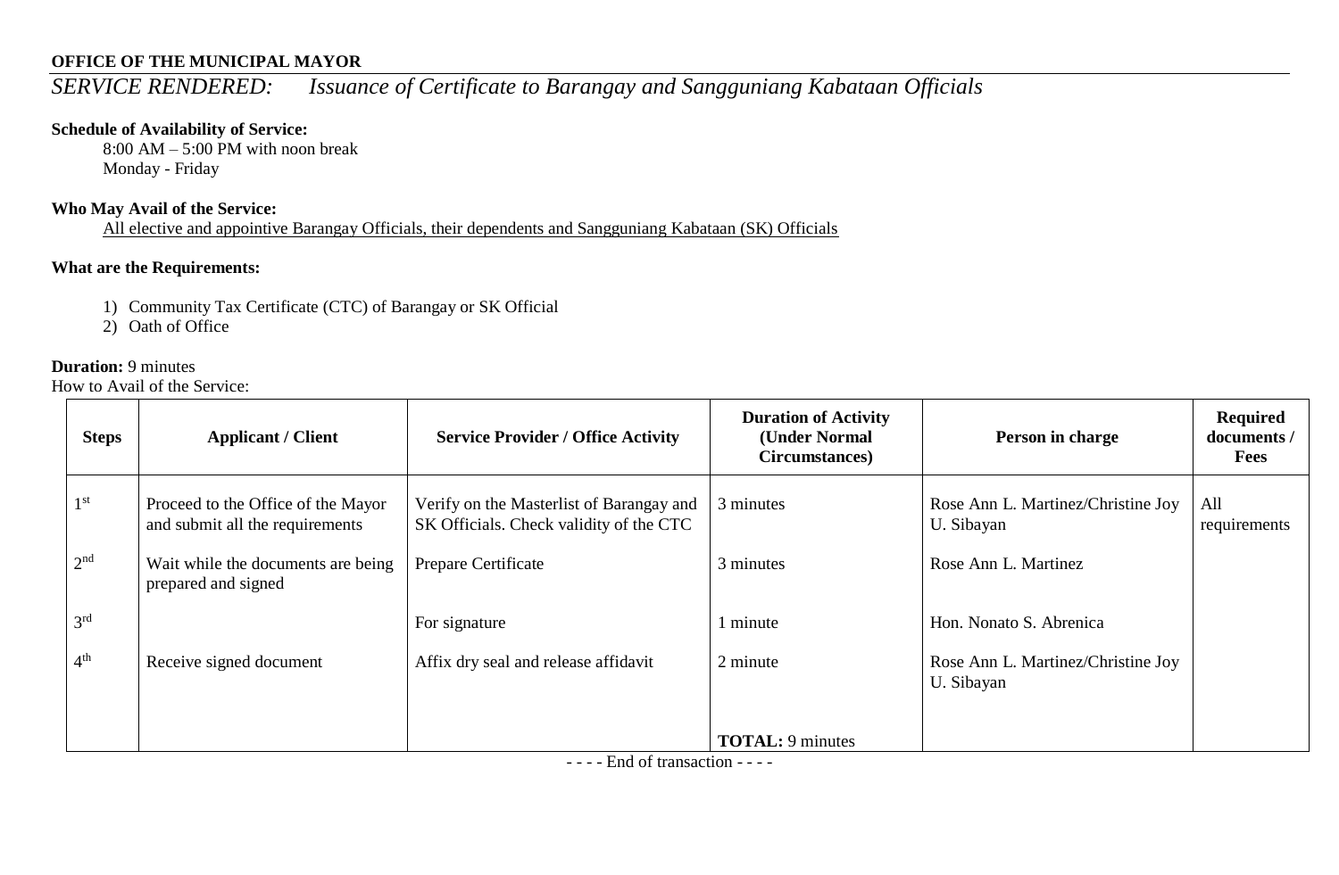**OFFICE OF THE MUNICIPAL MAYOR**

*SERVICE RENDERED: Issuance of Certificate to Barangay and Sangguniang Kabataan Officials*

**Schedule of Availability of Service:**

8:00 AM – 5:00 PM with noon break
Monday - Friday

**Who May Avail of the Service:**

All elective and appointive Barangay Officials, their dependents and Sangguniang Kabataan (SK) Officials

**What are the Requirements:**

1) Community Tax Certificate (CTC) of Barangay or SK Official
2) Oath of Office

**Duration:** 9 minutes

How to Avail of the Service:

| Steps | Applicant / Client | Service Provider / Office Activity | Duration of Activity (Under Normal Circumstances) | Person in charge | Required documents / Fees |
|---|---|---|---|---|---|
| 1st | Proceed to the Office of the Mayor and submit all the requirements | Verify on the Masterlist of Barangay and SK Officials. Check validity of the CTC | 3 minutes | Rose Ann L. Martinez/Christine Joy U. Sibayan | All requirements |
| 2nd | Wait while the documents are being prepared and signed | Prepare Certificate | 3 minutes | Rose Ann L. Martinez | |
| 3rd | | For signature | 1 minute | Hon. Nonato S. Abrenica | |
| 4th | Receive signed document | Affix dry seal and release affidavit | 2 minute | Rose Ann L. Martinez/Christine Joy U. Sibayan | |
| | | | **TOTAL:** 9 minutes | | |

- - - - End of transaction - - - -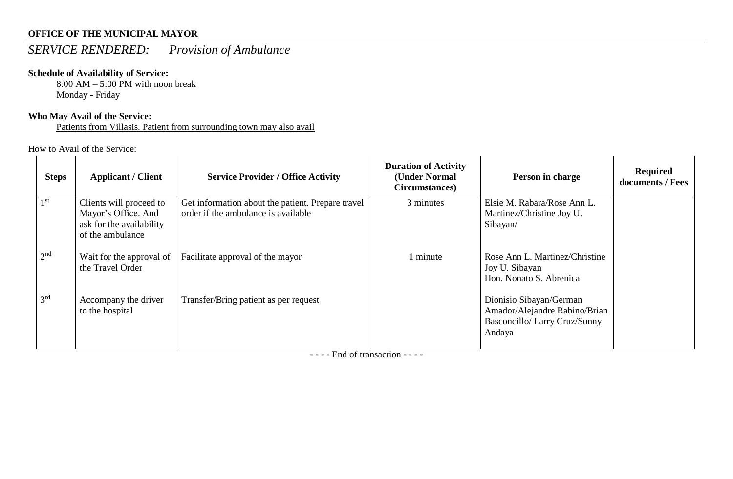**OFFICE OF THE MUNICIPAL MAYOR**

*SERVICE RENDERED: Provision of Ambulance*

**Schedule of Availability of Service:**

8:00 AM – 5:00 PM with noon break
Monday - Friday

**Who May Avail of the Service:**

Patients from Villasis. Patient from surrounding town may also avail

How to Avail of the Service:

| Steps | Applicant / Client | Service Provider / Office Activity | Duration of Activity (Under Normal Circumstances) | Person in charge | Required documents / Fees |
|---|---|---|---|---|---|
| 1st | Clients will proceed to Mayor's Office. And ask for the availability of the ambulance | Get information about the patient. Prepare travel order if the ambulance is available | 3 minutes | Elsie M. Rabara/Rose Ann L. Martinez/Christine Joy U. Sibayan/ | |
| 2nd | Wait for the approval of the Travel Order | Facilitate approval of the mayor | 1 minute | Rose Ann L. Martinez/Christine Joy U. Sibayan<br>Hon. Nonato S. Abrenica | |
| 3rd | Accompany the driver to the hospital | Transfer/Bring patient as per request | | Dionisio Sibayan/German Amador/Alejandre Rabino/Brian Basconcillo/ Larry Cruz/Sunny Andaya | |

- - - - End of transaction - - - -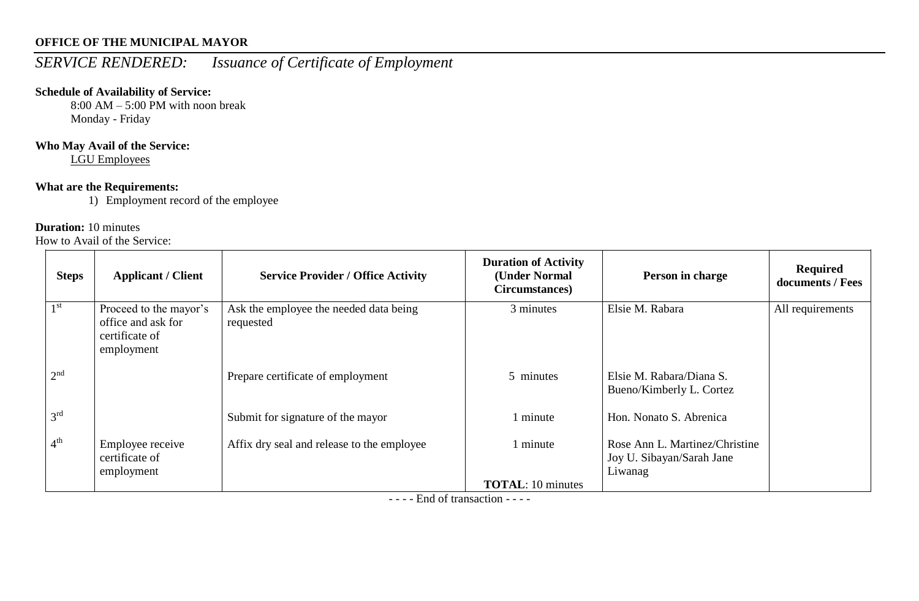**OFFICE OF THE MUNICIPAL MAYOR**

# *SERVICE RENDERED: Issuance of Certificate of Employment*

**Schedule of Availability of Service:**

8:00 AM – 5:00 PM with noon break
Monday - Friday

**Who May Avail of the Service:**

LGU Employees

**What are the Requirements:**

1) Employment record of the employee

**Duration:** 10 minutes

How to Avail of the Service:

| Steps | Applicant / Client | Service Provider / Office Activity | Duration of Activity (Under Normal Circumstances) | Person in charge | Required documents / Fees |
|---|---|---|---|---|---|
| 1st | Proceed to the mayor's office and ask for certificate of employment | Ask the employee the needed data being requested | 3 minutes | Elsie M. Rabara | All requirements |
| 2nd | | Prepare certificate of employment | 5 minutes | Elsie M. Rabara/Diana S. Bueno/Kimberly L. Cortez | |
| 3rd | | Submit for signature of the mayor | 1 minute | Hon. Nonato S. Abrenica | |
| 4th | Employee receive certificate of employment | Affix dry seal and release to the employee | 1 minute<br><br>**TOTAL**: 10 minutes | Rose Ann L. Martinez/Christine Joy U. Sibayan/Sarah Jane Liwanag | |

- - - - End of transaction - - - -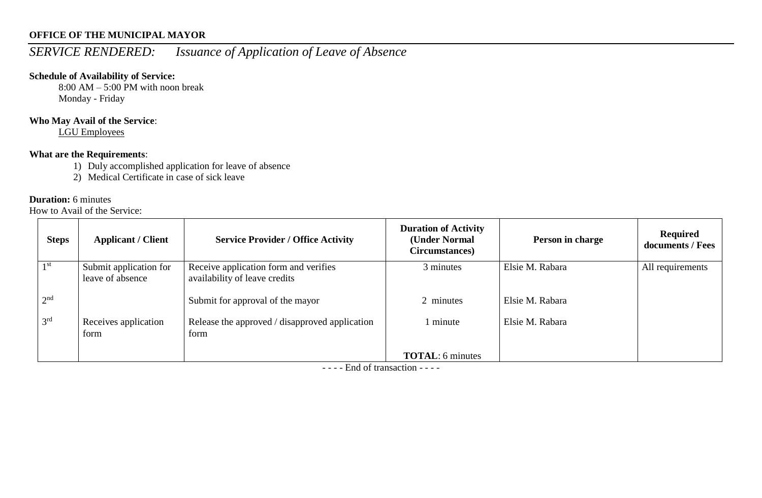**OFFICE OF THE MUNICIPAL MAYOR**

*SERVICE RENDERED: Issuance of Application of Leave of Absence*

**Schedule of Availability of Service:**

8:00 AM – 5:00 PM with noon break
Monday - Friday

**Who May Avail of the Service**:

LGU Employees

**What are the Requirements**:

1) Duly accomplished application for leave of absence
2) Medical Certificate in case of sick leave

**Duration:** 6 minutes

How to Avail of the Service:

| Steps | Applicant / Client | Service Provider / Office Activity | Duration of Activity (Under Normal Circumstances) | Person in charge | Required documents / Fees |
|---|---|---|---|---|---|
| 1st | Submit application for leave of absence | Receive application form and verifies availability of leave credits | 3 minutes | Elsie M. Rabara | All requirements |
| 2nd | | Submit for approval of the mayor | 2 minutes | Elsie M. Rabara | |
| 3rd | Receives application form | Release the approved / disapproved application form | 1 minute | Elsie M. Rabara | |
| | | | **TOTAL**: 6 minutes | | |

- - - - End of transaction - - - -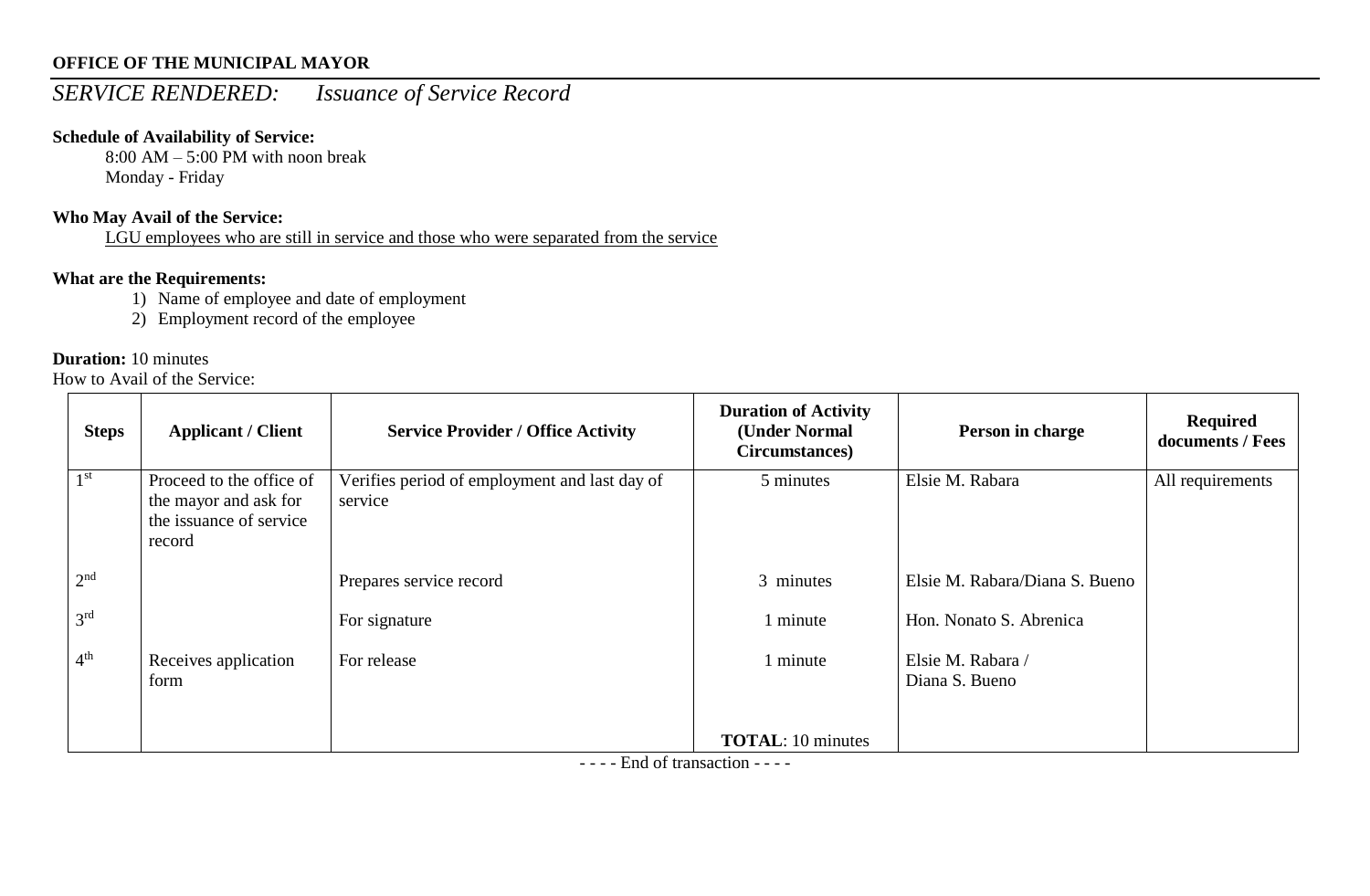**OFFICE OF THE MUNICIPAL MAYOR**

*SERVICE RENDERED: Issuance of Service Record*

**Schedule of Availability of Service:**

8:00 AM – 5:00 PM with noon break
Monday - Friday

**Who May Avail of the Service:**

LGU employees who are still in service and those who were separated from the service

**What are the Requirements:**

1) Name of employee and date of employment
2) Employment record of the employee

**Duration:** 10 minutes

How to Avail of the Service:

| Steps | Applicant / Client | Service Provider / Office Activity | Duration of Activity (Under Normal Circumstances) | Person in charge | Required documents / Fees |
|---|---|---|---|---|---|
| 1st | Proceed to the office of the mayor and ask for the issuance of service record | Verifies period of employment and last day of service | 5 minutes | Elsie M. Rabara | All requirements |
| 2nd | | Prepares service record | 3 minutes | Elsie M. Rabara/Diana S. Bueno | |
| 3rd | | For signature | 1 minute | Hon. Nonato S. Abrenica | |
| 4th | Receives application form | For release | 1 minute | Elsie M. Rabara / Diana S. Bueno | |
| | | | **TOTAL**: 10 minutes | | |

- - - - End of transaction - - - -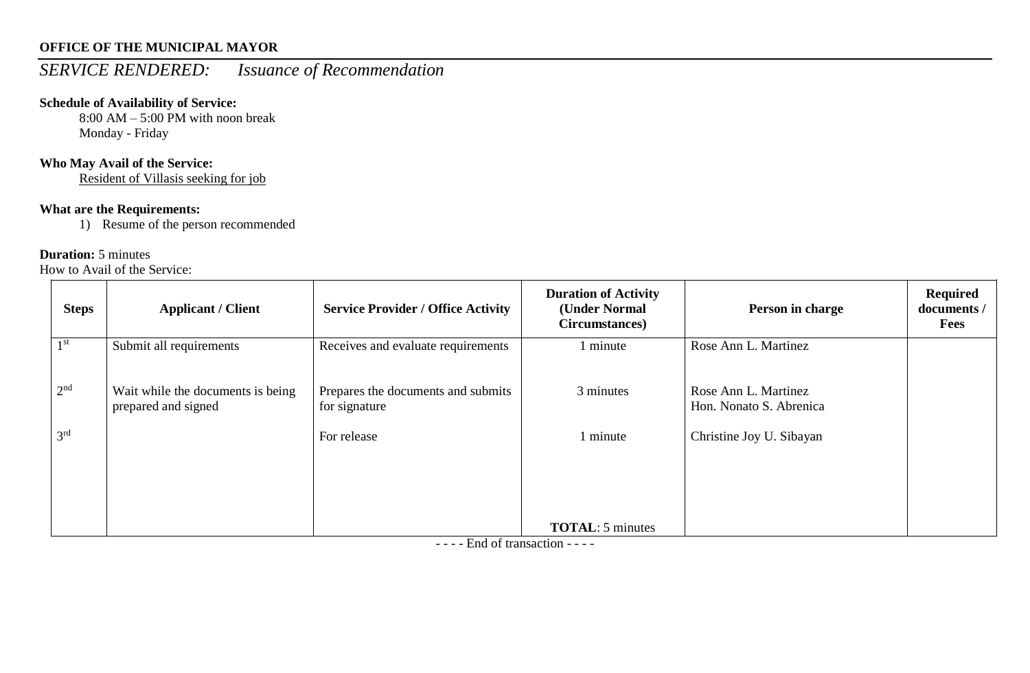**OFFICE OF THE MUNICIPAL MAYOR**

*SERVICE RENDERED: Issuance of Recommendation*

**Schedule of Availability of Service:**

8:00 AM – 5:00 PM with noon break
Monday - Friday

**Who May Avail of the Service:**

Resident of Villasis seeking for job

**What are the Requirements:**

1) Resume of the person recommended

**Duration:** 5 minutes

How to Avail of the Service:

| Steps | Applicant / Client | Service Provider / Office Activity | Duration of Activity (Under Normal Circumstances) | Person in charge | Required documents / Fees |
|---|---|---|---|---|---|
| 1st | Submit all requirements | Receives and evaluate requirements | 1 minute | Rose Ann L. Martinez | |
| 2nd | Wait while the documents is being prepared and signed | Prepares the documents and submits for signature | 3 minutes | Rose Ann L. Martinez<br>Hon. Nonato S. Abrenica | |
| 3rd | | For release | 1 minute | Christine Joy U. Sibayan | |
| | | | **TOTAL**: 5 minutes | | |

- - - - End of transaction - - - -